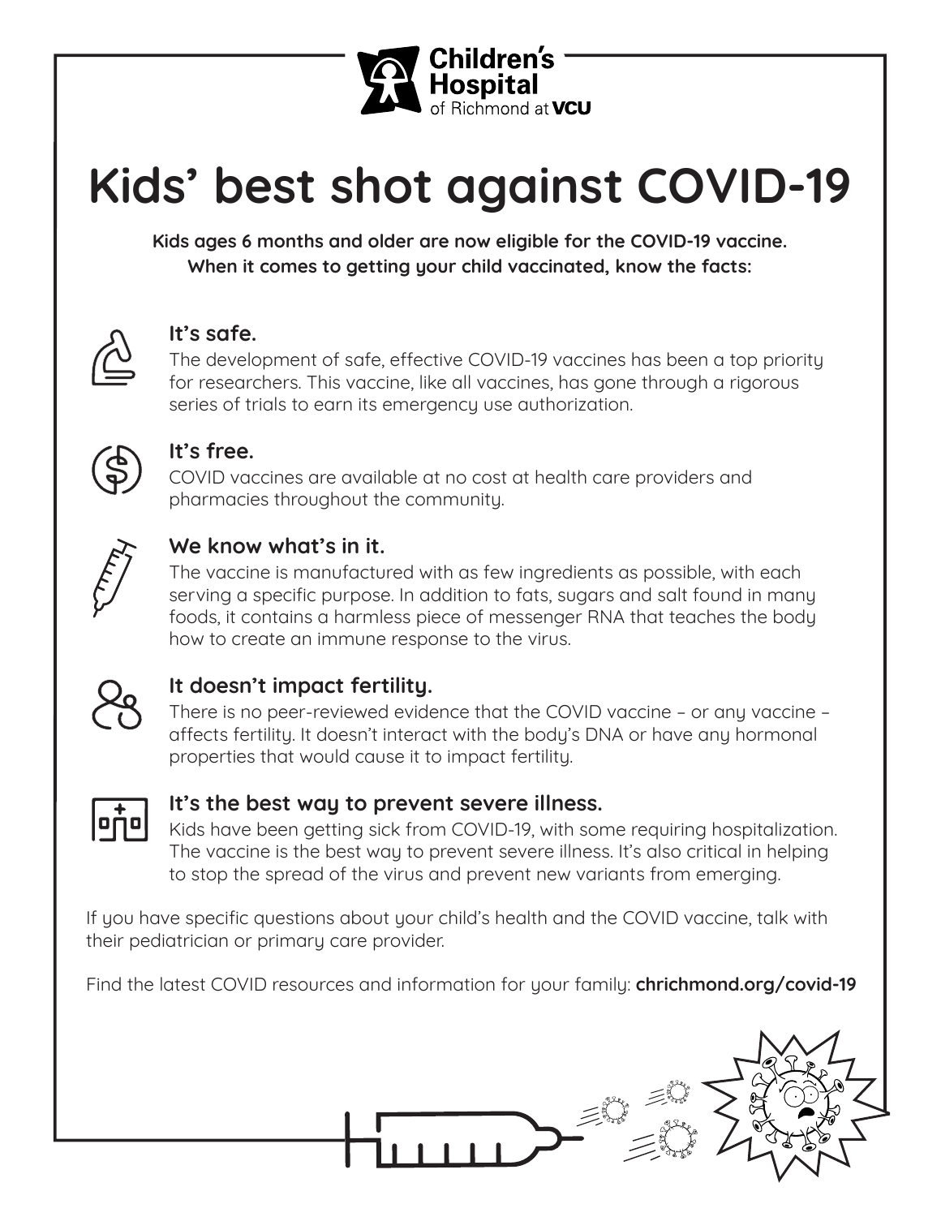Children's Hospital of Richmond at VCU

# Kids' best shot against COVID-19

**Kids ages 6 months and older are now eligible for the COVID-19 vaccine. When it comes to getting your child vaccinated, know the facts:**

### It's safe.

The development of safe, effective COVID-19 vaccines has been a top priority for researchers. This vaccine, like all vaccines, has gone through a rigorous series of trials to earn its emergency use authorization.

### It's free.

COVID vaccines are available at no cost at health care providers and pharmacies throughout the community.

### We know what's in it.

The vaccine is manufactured with as few ingredients as possible, with each serving a specific purpose. In addition to fats, sugars and salt found in many foods, it contains a harmless piece of messenger RNA that teaches the body how to create an immune response to the virus.

### It doesn't impact fertility.

There is no peer-reviewed evidence that the COVID vaccine – or any vaccine – affects fertility. It doesn't interact with the body's DNA or have any hormonal properties that would cause it to impact fertility.

### It's the best way to prevent severe illness.

Kids have been getting sick from COVID-19, with some requiring hospitalization. The vaccine is the best way to prevent severe illness. It's also critical in helping to stop the spread of the virus and prevent new variants from emerging.

If you have specific questions about your child's health and the COVID vaccine, talk with their pediatrician or primary care provider.

Find the latest COVID resources and information for your family: **chrichmond.org/covid-19**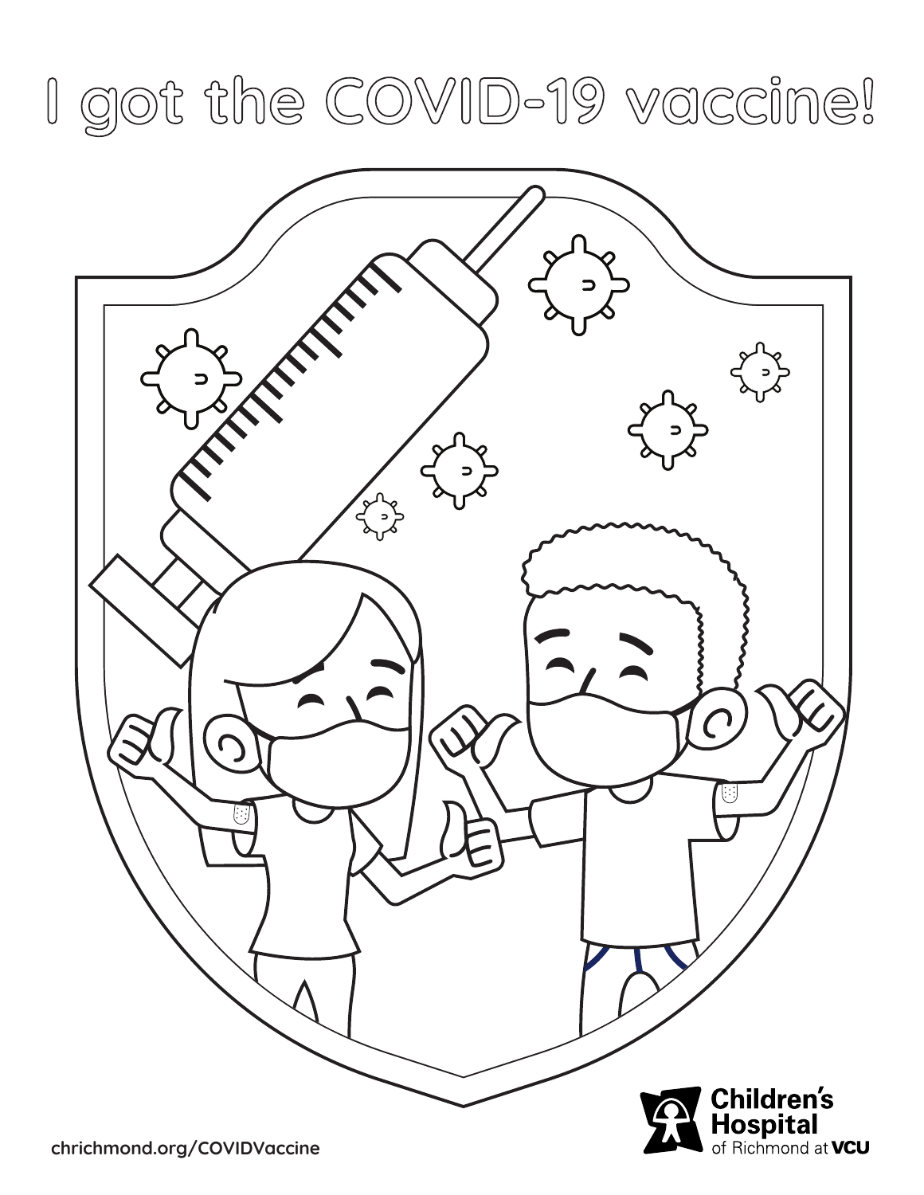# I got the COVID-19 vaccine!

chrichmond.org/COVIDVaccine

Children's Hospital of Richmond at VCU